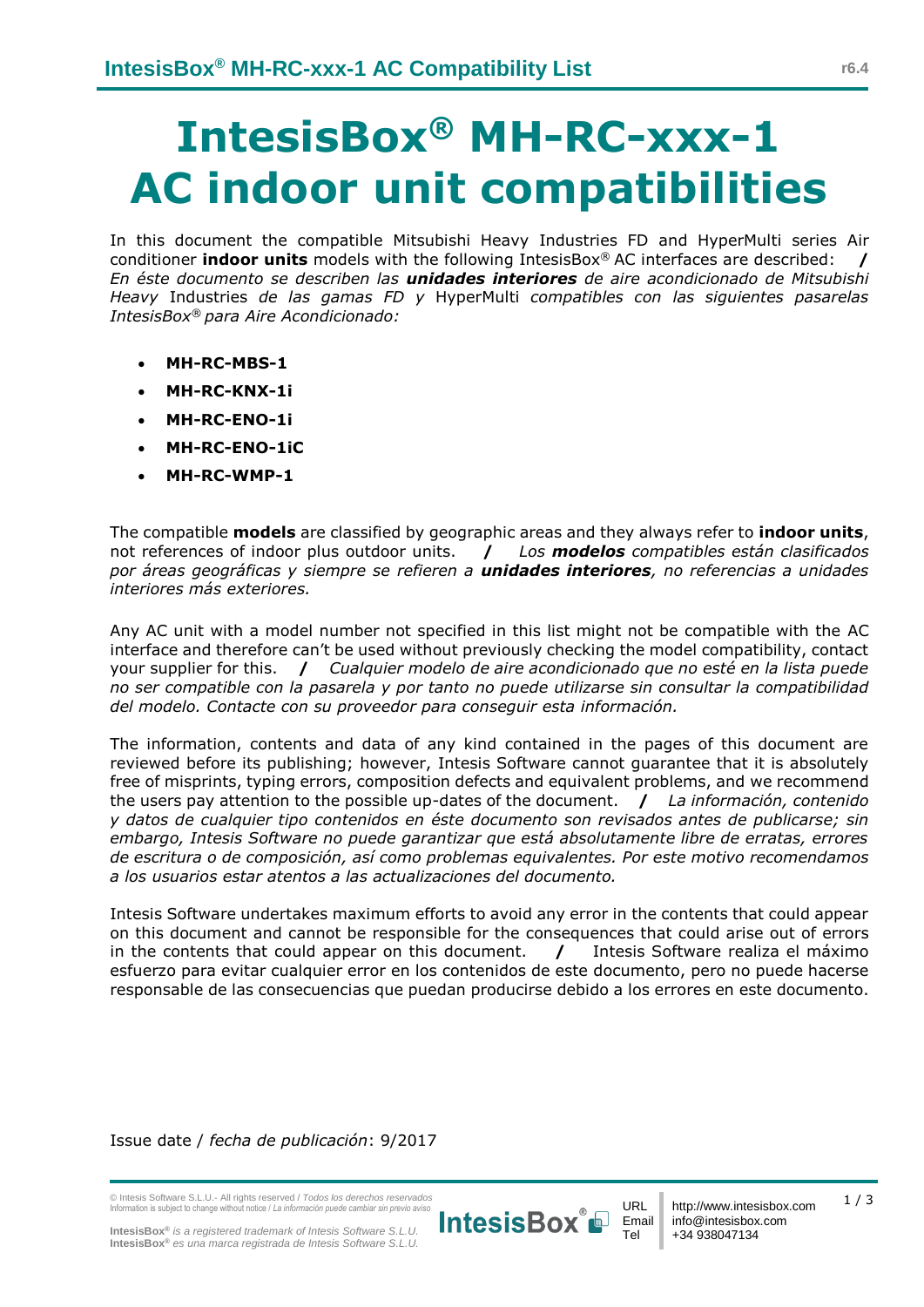# IntesisBox® MH-RC-xxx-1 AC indoor unit compatibilities

In this document the compatible Mitsubishi Heavy Industries FD and HyperMulti series Air conditioner **indoor units** models with the following IntesisBox® AC interfaces are described: **/** *En éste documento se describen las* ***unidades interiores*** *de aire acondicionado de Mitsubishi Heavy* Industries *de las gamas FD y* HyperMulti *compatibles con las siguientes pasarelas IntesisBox® para Aire Acondicionado:*

- **MH-RC-MBS-1**
- **MH-RC-KNX-1i**
- **MH-RC-ENO-1i**
- **MH-RC-ENO-1iC**
- **MH-RC-WMP-1**

The compatible **models** are classified by geographic areas and they always refer to **indoor units**, not references of indoor plus outdoor units. **/** *Los* ***modelos*** *compatibles están clasificados por áreas geográficas y siempre se refieren a* ***unidades interiores****, no referencias a unidades interiores más exteriores.*

Any AC unit with a model number not specified in this list might not be compatible with the AC interface and therefore can't be used without previously checking the model compatibility, contact your supplier for this. **/** *Cualquier modelo de aire acondicionado que no esté en la lista puede no ser compatible con la pasarela y por tanto no puede utilizarse sin consultar la compatibilidad del modelo. Contacte con su proveedor para conseguir esta información.*

The information, contents and data of any kind contained in the pages of this document are reviewed before its publishing; however, Intesis Software cannot guarantee that it is absolutely free of misprints, typing errors, composition defects and equivalent problems, and we recommend the users pay attention to the possible up-dates of the document. **/** *La información, contenido y datos de cualquier tipo contenidos en éste documento son revisados antes de publicarse; sin embargo, Intesis Software no puede garantizar que está absolutamente libre de erratas, errores de escritura o de composición, así como problemas equivalentes. Por este motivo recomendamos a los usuarios estar atentos a las actualizaciones del documento.*

Intesis Software undertakes maximum efforts to avoid any error in the contents that could appear on this document and cannot be responsible for the consequences that could arise out of errors in the contents that could appear on this document. **/** Intesis Software realiza el máximo esfuerzo para evitar cualquier error en los contenidos de este documento, pero no puede hacerse responsable de las consecuencias que puedan producirse debido a los errores en este documento.

Issue date / *fecha de publicación*: 9/2017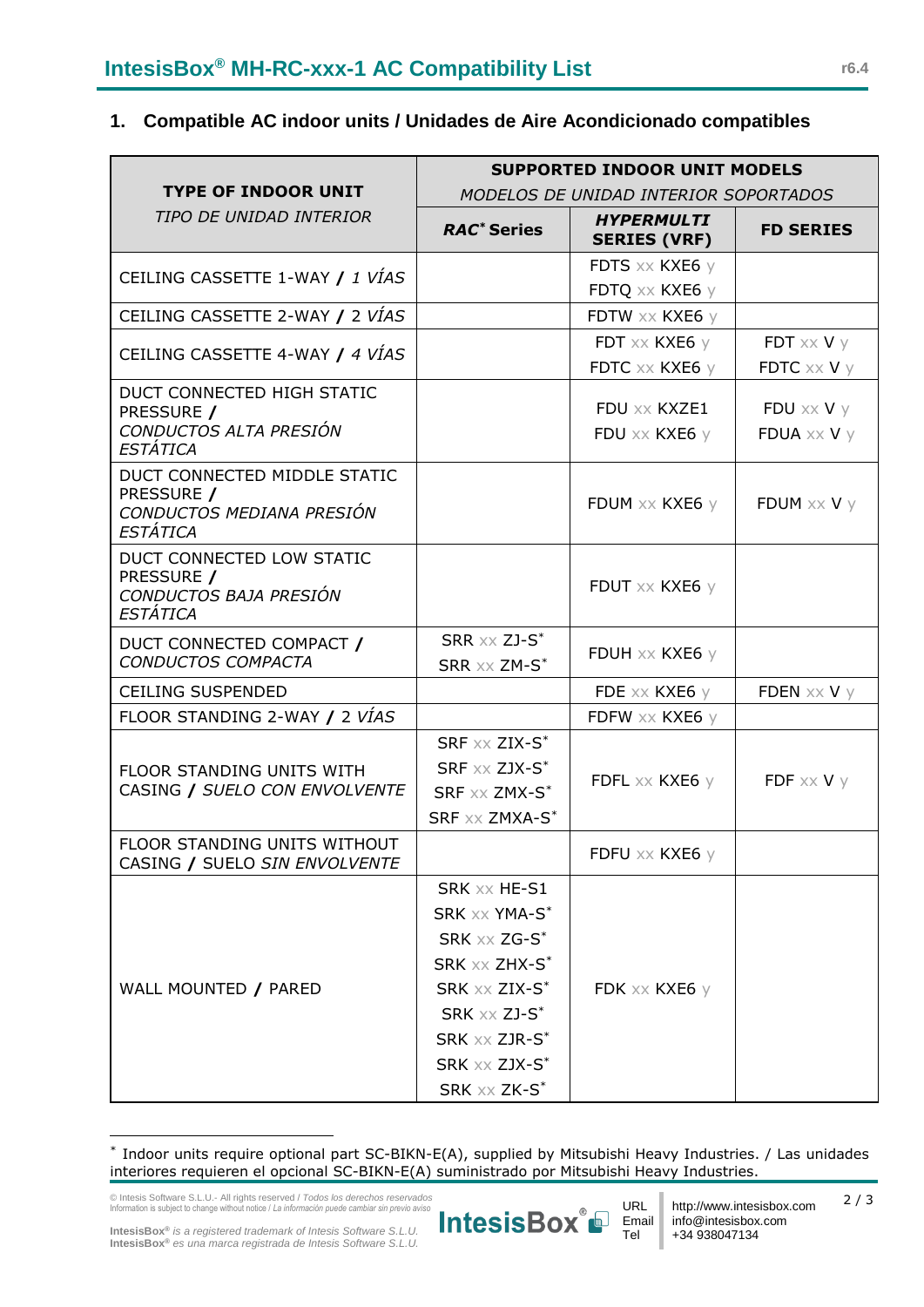## 1. Compatible AC indoor units / Unidades de Aire Acondicionado compatibles

| TYPE OF INDOOR UNIT *TIPO DE UNIDAD INTERIOR* | SUPPORTED INDOOR UNIT MODELS *MODELOS DE UNIDAD INTERIOR SOPORTADOS* | | |
|---|---|---|---|
| | ***RAC*** [*] **Series** | ***HYPERMULTI* SERIES (VRF)** | **FD SERIES** |
| CEILING CASSETTE 1-WAY / *1 VÍAS* | | FDTS xx KXE6 y<br>FDTQ xx KXE6 y | |
| CEILING CASSETTE 2-WAY / 2 *VÍAS* | | FDTW xx KXE6 y | |
| CEILING CASSETTE 4-WAY / *4 VÍAS* | | FDT xx KXE6 y<br>FDTC xx KXE6 y | FDT xx V y<br>FDTC xx V y |
| DUCT CONNECTED HIGH STATIC PRESSURE / *CONDUCTOS ALTA PRESIÓN ESTÁTICA* | | FDU xx KXZE1<br>FDU xx KXE6 y | FDU xx V y<br>FDUA xx V y |
| DUCT CONNECTED MIDDLE STATIC PRESSURE / *CONDUCTOS MEDIANA PRESIÓN ESTÁTICA* | | FDUM xx KXE6 y | FDUM xx V y |
| DUCT CONNECTED LOW STATIC PRESSURE / *CONDUCTOS BAJA PRESIÓN ESTÁTICA* | | FDUT xx KXE6 y | |
| DUCT CONNECTED COMPACT / *CONDUCTOS COMPACTA* | SRR xx ZJ-S*<br>SRR xx ZM-S* | FDUH xx KXE6 y | |
| CEILING SUSPENDED | | FDE xx KXE6 y | FDEN xx V y |
| FLOOR STANDING 2-WAY / 2 *VÍAS* | | FDFW xx KXE6 y | |
| FLOOR STANDING UNITS WITH CASING / *SUELO CON ENVOLVENTE* | SRF xx ZIX-S*<br>SRF xx ZJX-S*<br>SRF xx ZMX-S*<br>SRF xx ZMXA-S* | FDFL xx KXE6 y | FDF xx V y |
| FLOOR STANDING UNITS WITHOUT CASING / SUELO *SIN ENVOLVENTE* | | FDFU xx KXE6 y | |
| WALL MOUNTED / PARED | SRK xx HE-S1<br>SRK xx YMA-S*<br>SRK xx ZG-S*<br>SRK xx ZHX-S*<br>SRK xx ZIX-S*<br>SRK xx ZJ-S*<br>SRK xx ZJR-S*<br>SRK xx ZJX-S*<br>SRK xx ZK-S* | FDK xx KXE6 y | |

[*] Indoor units require optional part SC-BIKN-E(A), supplied by Mitsubishi Heavy Industries. / Las unidades interiores requieren el opcional SC-BIKN-E(A) suministrado por Mitsubishi Heavy Industries.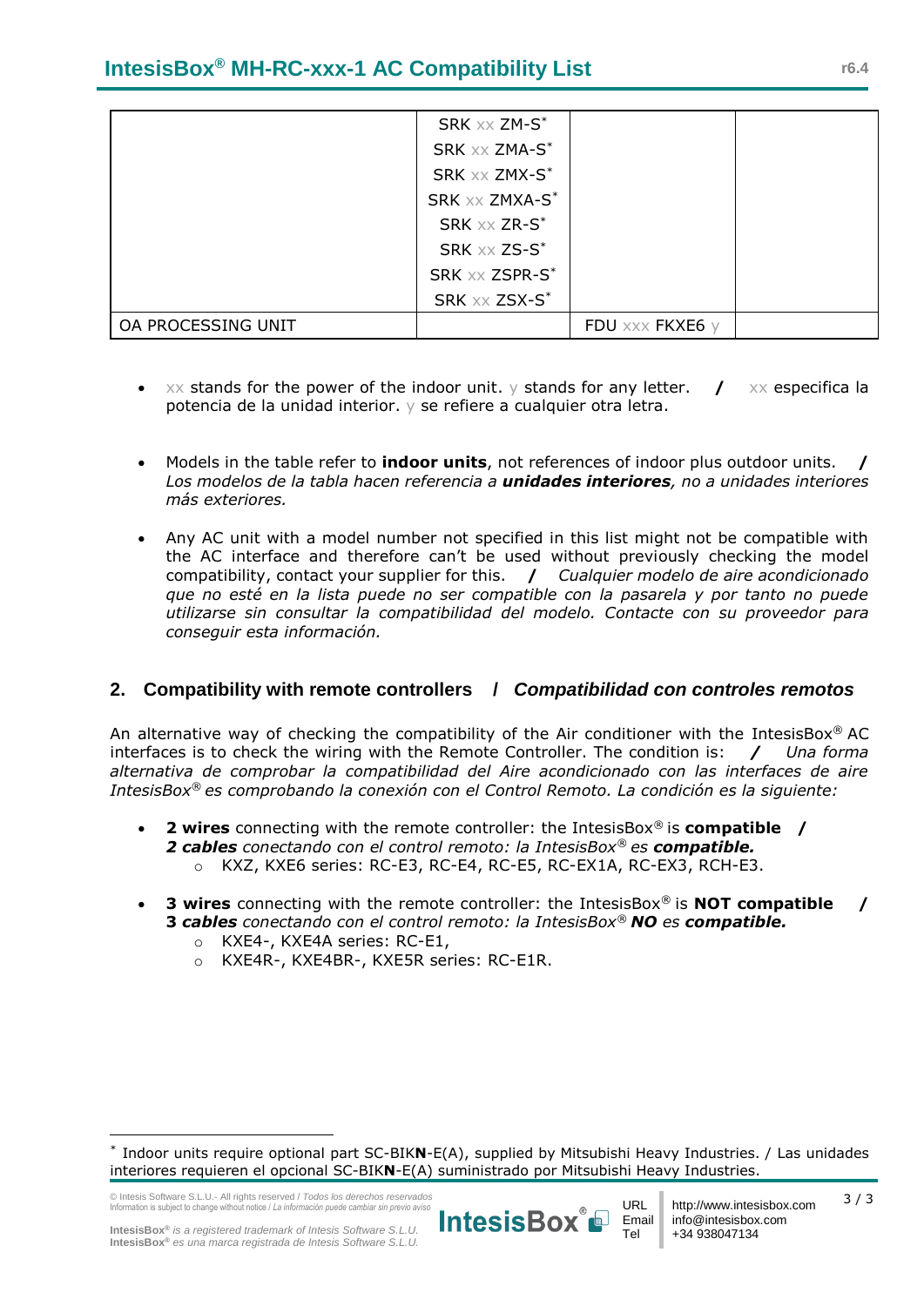| | | | |
|---|---|---|---|
| | SRK xx ZM-S* | | |
| | SRK xx ZMA-S* | | |
| | SRK xx ZMX-S* | | |
| | SRK xx ZMXA-S* | | |
| | SRK xx ZR-S* | | |
| | SRK xx ZS-S* | | |
| | SRK xx ZSPR-S* | | |
| | SRK xx ZSX-S* | | |
| OA PROCESSING UNIT | | FDU xxx FKXE6 y | |

- xx stands for the power of the indoor unit. y stands for any letter. **/** xx especifica la potencia de la unidad interior. y se refiere a cualquier otra letra.

- Models in the table refer to **indoor units**, not references of indoor plus outdoor units. **/** *Los modelos de la tabla hacen referencia a **unidades interiores**, no a unidades interiores más exteriores.*

- Any AC unit with a model number not specified in this list might not be compatible with the AC interface and therefore can't be used without previously checking the model compatibility, contact your supplier for this. **/** *Cualquier modelo de aire acondicionado que no esté en la lista puede no ser compatible con la pasarela y por tanto no puede utilizarse sin consultar la compatibilidad del modelo. Contacte con su proveedor para conseguir esta información.*

## 2. Compatibility with remote controllers / *Compatibilidad con controles remotos*

An alternative way of checking the compatibility of the Air conditioner with the IntesisBox® AC interfaces is to check the wiring with the Remote Controller. The condition is: **/** *Una forma alternativa de comprobar la compatibilidad del Aire acondicionado con las interfaces de aire IntesisBox® es comprobando la conexión con el Control Remoto. La condición es la siguiente:*

- **2 wires** connecting with the remote controller: the IntesisBox® is **compatible** **/** ***2 cables** conectando con el control remoto: la IntesisBox® es **compatible.***
  - KXZ, KXE6 series: RC-E3, RC-E4, RC-E5, RC-EX1A, RC-EX3, RCH-E3.

- **3 wires** connecting with the remote controller: the IntesisBox® is **NOT compatible** **/** **3** ***cables** conectando con el control remoto: la IntesisBox® **NO** es **compatible.***
  - KXE4-, KXE4A series: RC-E1,
  - KXE4R-, KXE4BR-, KXE5R series: RC-E1R.

* Indoor units require optional part SC-BIK**N**-E(A), supplied by Mitsubishi Heavy Industries. / Las unidades interiores requieren el opcional SC-BIK**N**-E(A) suministrado por Mitsubishi Heavy Industries.